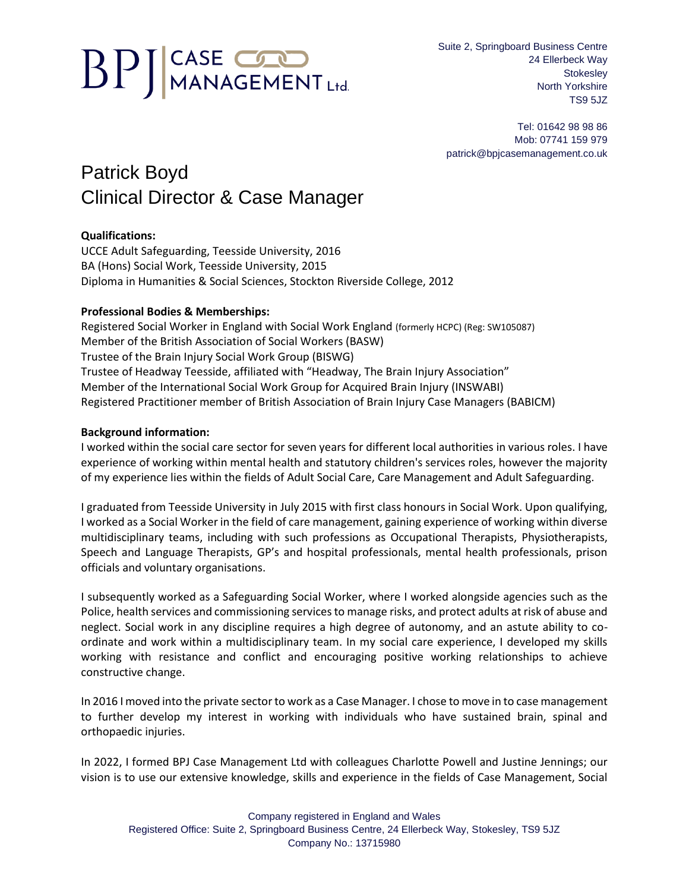# BPJ CASE MANAGEMENT Ltd.

Suite 2, Springboard Business Centre
24 Ellerbeck Way
Stokesley
North Yorkshire
TS9 5JZ

Tel: 01642 98 98 86
Mob: 07741 159 979
patrick@bpjcasemanagement.co.uk

# Patrick Boyd
## Clinical Director & Case Manager

**Qualifications:**
UCCE Adult Safeguarding, Teesside University, 2016
BA (Hons) Social Work, Teesside University, 2015
Diploma in Humanities & Social Sciences, Stockton Riverside College, 2012

**Professional Bodies & Memberships:**
Registered Social Worker in England with Social Work England (formerly HCPC) (Reg: SW105087)
Member of the British Association of Social Workers (BASW)
Trustee of the Brain Injury Social Work Group (BISWG)
Trustee of Headway Teesside, affiliated with "Headway, The Brain Injury Association"
Member of the International Social Work Group for Acquired Brain Injury (INSWABI)
Registered Practitioner member of British Association of Brain Injury Case Managers (BABICM)

**Background information:**
I worked within the social care sector for seven years for different local authorities in various roles. I have experience of working within mental health and statutory children's services roles, however the majority of my experience lies within the fields of Adult Social Care, Care Management and Adult Safeguarding.

I graduated from Teesside University in July 2015 with first class honours in Social Work. Upon qualifying, I worked as a Social Worker in the field of care management, gaining experience of working within diverse multidisciplinary teams, including with such professions as Occupational Therapists, Physiotherapists, Speech and Language Therapists, GP's and hospital professionals, mental health professionals, prison officials and voluntary organisations.

I subsequently worked as a Safeguarding Social Worker, where I worked alongside agencies such as the Police, health services and commissioning services to manage risks, and protect adults at risk of abuse and neglect. Social work in any discipline requires a high degree of autonomy, and an astute ability to co-ordinate and work within a multidisciplinary team. In my social care experience, I developed my skills working with resistance and conflict and encouraging positive working relationships to achieve constructive change.

In 2016 I moved into the private sector to work as a Case Manager. I chose to move in to case management to further develop my interest in working with individuals who have sustained brain, spinal and orthopaedic injuries.

In 2022, I formed BPJ Case Management Ltd with colleagues Charlotte Powell and Justine Jennings; our vision is to use our extensive knowledge, skills and experience in the fields of Case Management, Social

Company registered in England and Wales
Registered Office: Suite 2, Springboard Business Centre, 24 Ellerbeck Way, Stokesley, TS9 5JZ
Company No.: 13715980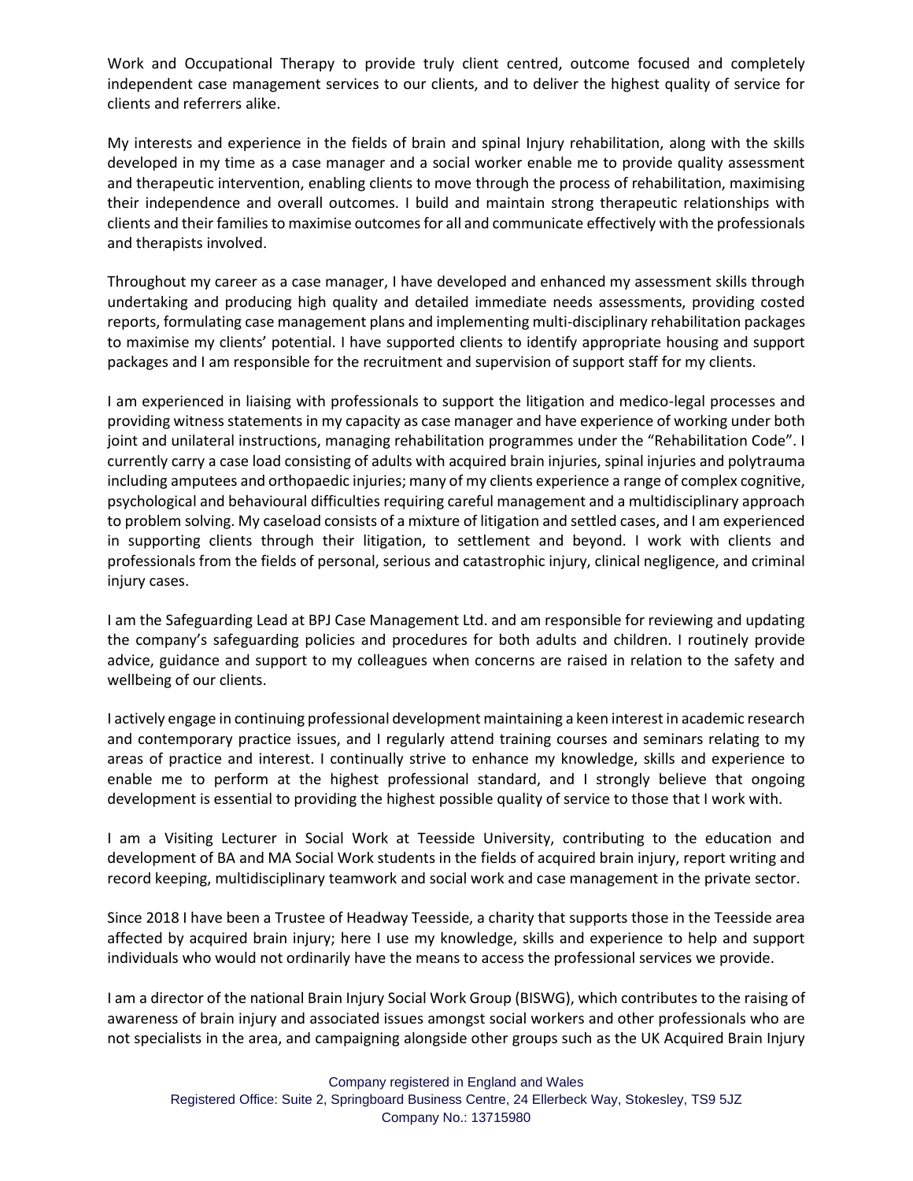Work and Occupational Therapy to provide truly client centred, outcome focused and completely independent case management services to our clients, and to deliver the highest quality of service for clients and referrers alike.

My interests and experience in the fields of brain and spinal Injury rehabilitation, along with the skills developed in my time as a case manager and a social worker enable me to provide quality assessment and therapeutic intervention, enabling clients to move through the process of rehabilitation, maximising their independence and overall outcomes. I build and maintain strong therapeutic relationships with clients and their families to maximise outcomes for all and communicate effectively with the professionals and therapists involved.

Throughout my career as a case manager, I have developed and enhanced my assessment skills through undertaking and producing high quality and detailed immediate needs assessments, providing costed reports, formulating case management plans and implementing multi-disciplinary rehabilitation packages to maximise my clients' potential. I have supported clients to identify appropriate housing and support packages and I am responsible for the recruitment and supervision of support staff for my clients.

I am experienced in liaising with professionals to support the litigation and medico-legal processes and providing witness statements in my capacity as case manager and have experience of working under both joint and unilateral instructions, managing rehabilitation programmes under the "Rehabilitation Code". I currently carry a case load consisting of adults with acquired brain injuries, spinal injuries and polytrauma including amputees and orthopaedic injuries; many of my clients experience a range of complex cognitive, psychological and behavioural difficulties requiring careful management and a multidisciplinary approach to problem solving. My caseload consists of a mixture of litigation and settled cases, and I am experienced in supporting clients through their litigation, to settlement and beyond. I work with clients and professionals from the fields of personal, serious and catastrophic injury, clinical negligence, and criminal injury cases.

I am the Safeguarding Lead at BPJ Case Management Ltd. and am responsible for reviewing and updating the company's safeguarding policies and procedures for both adults and children. I routinely provide advice, guidance and support to my colleagues when concerns are raised in relation to the safety and wellbeing of our clients.

I actively engage in continuing professional development maintaining a keen interest in academic research and contemporary practice issues, and I regularly attend training courses and seminars relating to my areas of practice and interest. I continually strive to enhance my knowledge, skills and experience to enable me to perform at the highest professional standard, and I strongly believe that ongoing development is essential to providing the highest possible quality of service to those that I work with.

I am a Visiting Lecturer in Social Work at Teesside University, contributing to the education and development of BA and MA Social Work students in the fields of acquired brain injury, report writing and record keeping, multidisciplinary teamwork and social work and case management in the private sector.

Since 2018 I have been a Trustee of Headway Teesside, a charity that supports those in the Teesside area affected by acquired brain injury; here I use my knowledge, skills and experience to help and support individuals who would not ordinarily have the means to access the professional services we provide.

I am a director of the national Brain Injury Social Work Group (BISWG), which contributes to the raising of awareness of brain injury and associated issues amongst social workers and other professionals who are not specialists in the area, and campaigning alongside other groups such as the UK Acquired Brain Injury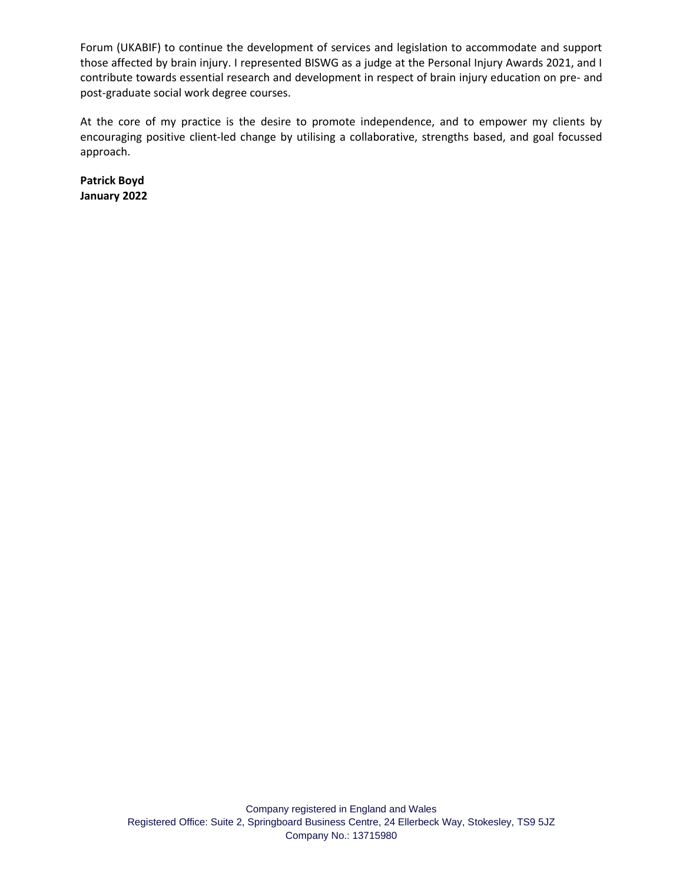Forum (UKABIF) to continue the development of services and legislation to accommodate and support those affected by brain injury. I represented BISWG as a judge at the Personal Injury Awards 2021, and I contribute towards essential research and development in respect of brain injury education on pre- and post-graduate social work degree courses.

At the core of my practice is the desire to promote independence, and to empower my clients by encouraging positive client-led change by utilising a collaborative, strengths based, and goal focussed approach.

**Patrick Boyd**
**January 2022**